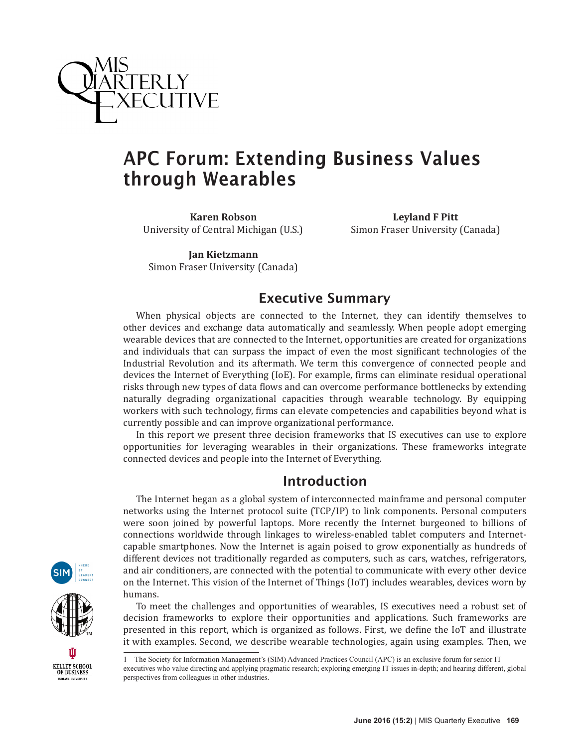# APC Forum: Extending Business Values through Wearables

**Karen Robson**
University of Central Michigan (U.S.)

**Leyland F Pitt**
Simon Fraser University (Canada)

**Jan Kietzmann**
Simon Fraser University (Canada)

## Executive Summary

When physical objects are connected to the Internet, they can identify themselves to other devices and exchange data automatically and seamlessly. When people adopt emerging wearable devices that are connected to the Internet, opportunities are created for organizations and individuals that can surpass the impact of even the most significant technologies of the Industrial Revolution and its aftermath. We term this convergence of connected people and devices the Internet of Everything (IoE). For example, firms can eliminate residual operational risks through new types of data flows and can overcome performance bottlenecks by extending naturally degrading organizational capacities through wearable technology. By equipping workers with such technology, firms can elevate competencies and capabilities beyond what is currently possible and can improve organizational performance.

In this report we present three decision frameworks that IS executives can use to explore opportunities for leveraging wearables in their organizations. These frameworks integrate connected devices and people into the Internet of Everything.

## Introduction

The Internet began as a global system of interconnected mainframe and personal computer networks using the Internet protocol suite (TCP/IP) to link components. Personal computers were soon joined by powerful laptops. More recently the Internet burgeoned to billions of connections worldwide through linkages to wireless-enabled tablet computers and Internet-capable smartphones. Now the Internet is again poised to grow exponentially as hundreds of different devices not traditionally regarded as computers, such as cars, watches, refrigerators, and air conditioners, are connected with the potential to communicate with every other device on the Internet. This vision of the Internet of Things (IoT) includes wearables, devices worn by humans.

To meet the challenges and opportunities of wearables, IS executives need a robust set of decision frameworks to explore their opportunities and applications. Such frameworks are presented in this report, which is organized as follows. First, we define the IoT and illustrate it with examples. Second, we describe wearable technologies, again using examples. Then, we

1 The Society for Information Management's (SIM) Advanced Practices Council (APC) is an exclusive forum for senior IT executives who value directing and applying pragmatic research; exploring emerging IT issues in-depth; and hearing different, global perspectives from colleagues in other industries.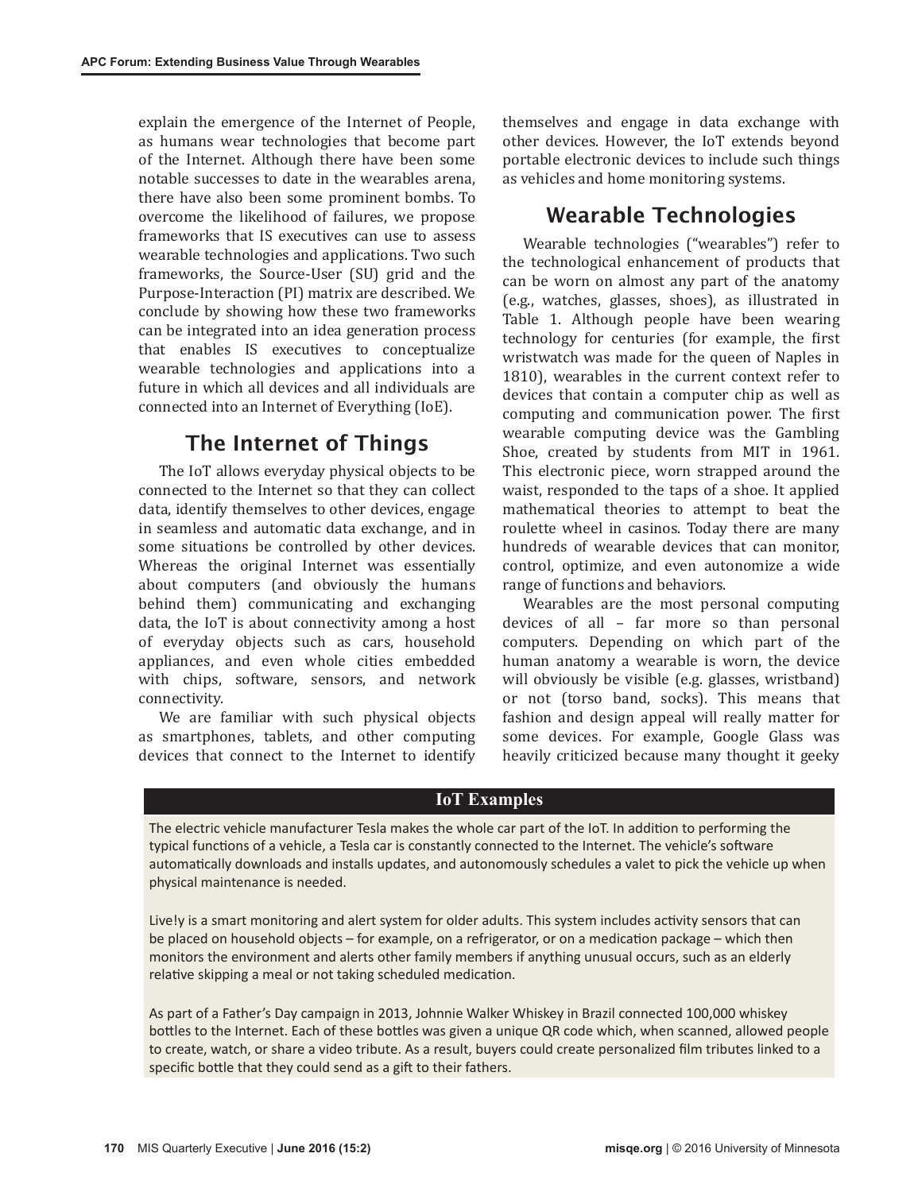explain the emergence of the Internet of People, as humans wear technologies that become part of the Internet. Although there have been some notable successes to date in the wearables arena, there have also been some prominent bombs. To overcome the likelihood of failures, we propose frameworks that IS executives can use to assess wearable technologies and applications. Two such frameworks, the Source-User (SU) grid and the Purpose-Interaction (PI) matrix are described. We conclude by showing how these two frameworks can be integrated into an idea generation process that enables IS executives to conceptualize wearable technologies and applications into a future in which all devices and all individuals are connected into an Internet of Everything (IoE).

## The Internet of Things

The IoT allows everyday physical objects to be connected to the Internet so that they can collect data, identify themselves to other devices, engage in seamless and automatic data exchange, and in some situations be controlled by other devices. Whereas the original Internet was essentially about computers (and obviously the humans behind them) communicating and exchanging data, the IoT is about connectivity among a host of everyday objects such as cars, household appliances, and even whole cities embedded with chips, software, sensors, and network connectivity.

We are familiar with such physical objects as smartphones, tablets, and other computing devices that connect to the Internet to identify themselves and engage in data exchange with other devices. However, the IoT extends beyond portable electronic devices to include such things as vehicles and home monitoring systems.

## Wearable Technologies

Wearable technologies ("wearables") refer to the technological enhancement of products that can be worn on almost any part of the anatomy (e.g., watches, glasses, shoes), as illustrated in Table 1. Although people have been wearing technology for centuries (for example, the first wristwatch was made for the queen of Naples in 1810), wearables in the current context refer to devices that contain a computer chip as well as computing and communication power. The first wearable computing device was the Gambling Shoe, created by students from MIT in 1961. This electronic piece, worn strapped around the waist, responded to the taps of a shoe. It applied mathematical theories to attempt to beat the roulette wheel in casinos. Today there are many hundreds of wearable devices that can monitor, control, optimize, and even autonomize a wide range of functions and behaviors.

Wearables are the most personal computing devices of all – far more so than personal computers. Depending on which part of the human anatomy a wearable is worn, the device will obviously be visible (e.g. glasses, wristband) or not (torso band, socks). This means that fashion and design appeal will really matter for some devices. For example, Google Glass was heavily criticized because many thought it geeky

**IoT Examples**

The electric vehicle manufacturer Tesla makes the whole car part of the IoT. In addition to performing the typical functions of a vehicle, a Tesla car is constantly connected to the Internet. The vehicle's software automatically downloads and installs updates, and autonomously schedules a valet to pick the vehicle up when physical maintenance is needed.

Live!y is a smart monitoring and alert system for older adults. This system includes activity sensors that can be placed on household objects – for example, on a refrigerator, or on a medication package – which then monitors the environment and alerts other family members if anything unusual occurs, such as an elderly relative skipping a meal or not taking scheduled medication.

As part of a Father's Day campaign in 2013, Johnnie Walker Whiskey in Brazil connected 100,000 whiskey bottles to the Internet. Each of these bottles was given a unique QR code which, when scanned, allowed people to create, watch, or share a video tribute. As a result, buyers could create personalized film tributes linked to a specific bottle that they could send as a gift to their fathers.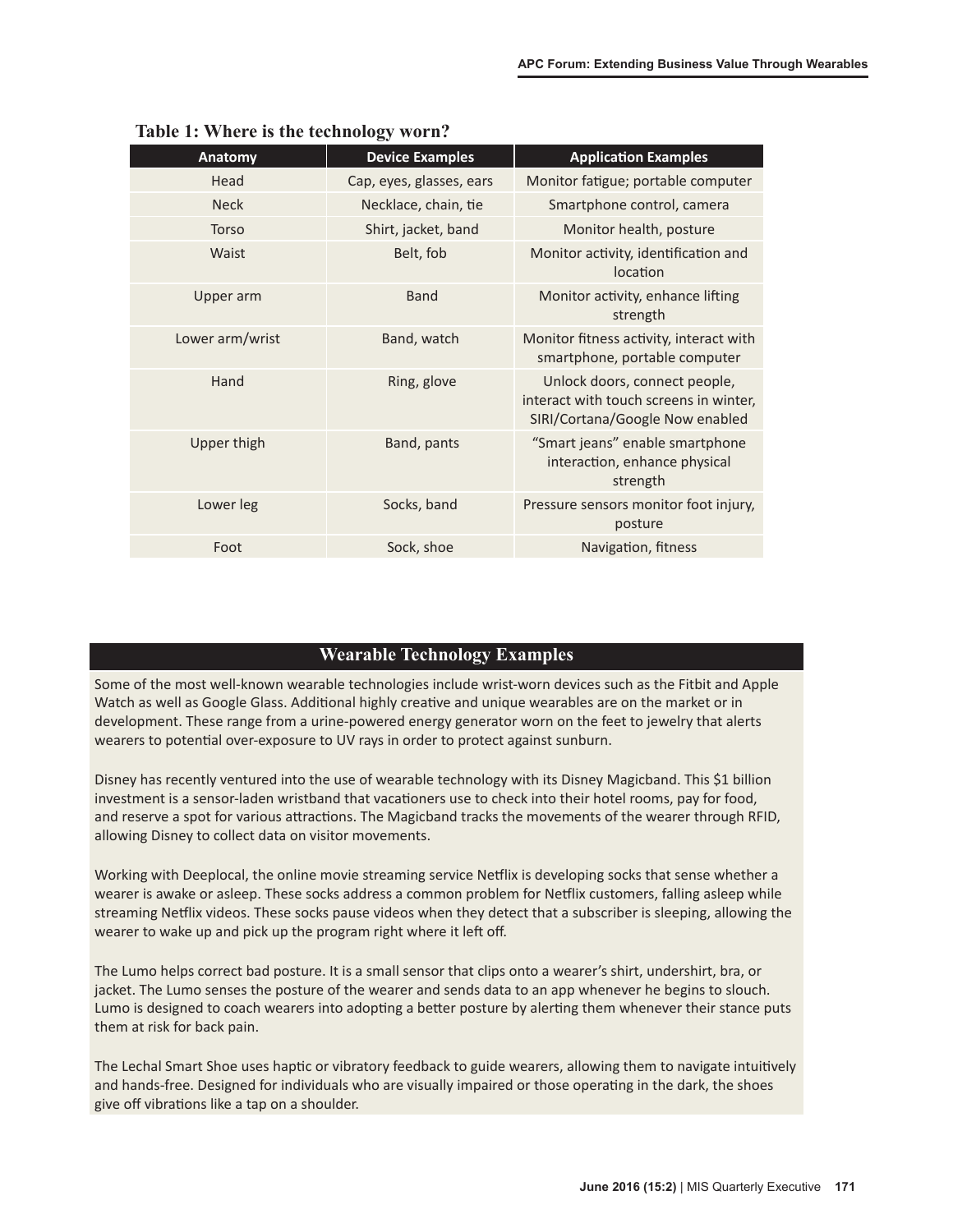**Table 1: Where is the technology worn?**

| Anatomy | Device Examples | Application Examples |
| --- | --- | --- |
| Head | Cap, eyes, glasses, ears | Monitor fatigue; portable computer |
| Neck | Necklace, chain, tie | Smartphone control, camera |
| Torso | Shirt, jacket, band | Monitor health, posture |
| Waist | Belt, fob | Monitor activity, identification and location |
| Upper arm | Band | Monitor activity, enhance lifting strength |
| Lower arm/wrist | Band, watch | Monitor fitness activity, interact with smartphone, portable computer |
| Hand | Ring, glove | Unlock doors, connect people, interact with touch screens in winter, SIRI/Cortana/Google Now enabled |
| Upper thigh | Band, pants | "Smart jeans" enable smartphone interaction, enhance physical strength |
| Lower leg | Socks, band | Pressure sensors monitor foot injury, posture |
| Foot | Sock, shoe | Navigation, fitness |

## Wearable Technology Examples

Some of the most well-known wearable technologies include wrist-worn devices such as the Fitbit and Apple Watch as well as Google Glass. Additional highly creative and unique wearables are on the market or in development. These range from a urine-powered energy generator worn on the feet to jewelry that alerts wearers to potential over-exposure to UV rays in order to protect against sunburn.

Disney has recently ventured into the use of wearable technology with its Disney Magicband. This $1 billion investment is a sensor-laden wristband that vacationers use to check into their hotel rooms, pay for food, and reserve a spot for various attractions. The Magicband tracks the movements of the wearer through RFID, allowing Disney to collect data on visitor movements.

Working with Deeplocal, the online movie streaming service Netflix is developing socks that sense whether a wearer is awake or asleep. These socks address a common problem for Netflix customers, falling asleep while streaming Netflix videos. These socks pause videos when they detect that a subscriber is sleeping, allowing the wearer to wake up and pick up the program right where it left off.

The Lumo helps correct bad posture. It is a small sensor that clips onto a wearer's shirt, undershirt, bra, or jacket. The Lumo senses the posture of the wearer and sends data to an app whenever he begins to slouch. Lumo is designed to coach wearers into adopting a better posture by alerting them whenever their stance puts them at risk for back pain.

The Lechal Smart Shoe uses haptic or vibratory feedback to guide wearers, allowing them to navigate intuitively and hands-free. Designed for individuals who are visually impaired or those operating in the dark, the shoes give off vibrations like a tap on a shoulder.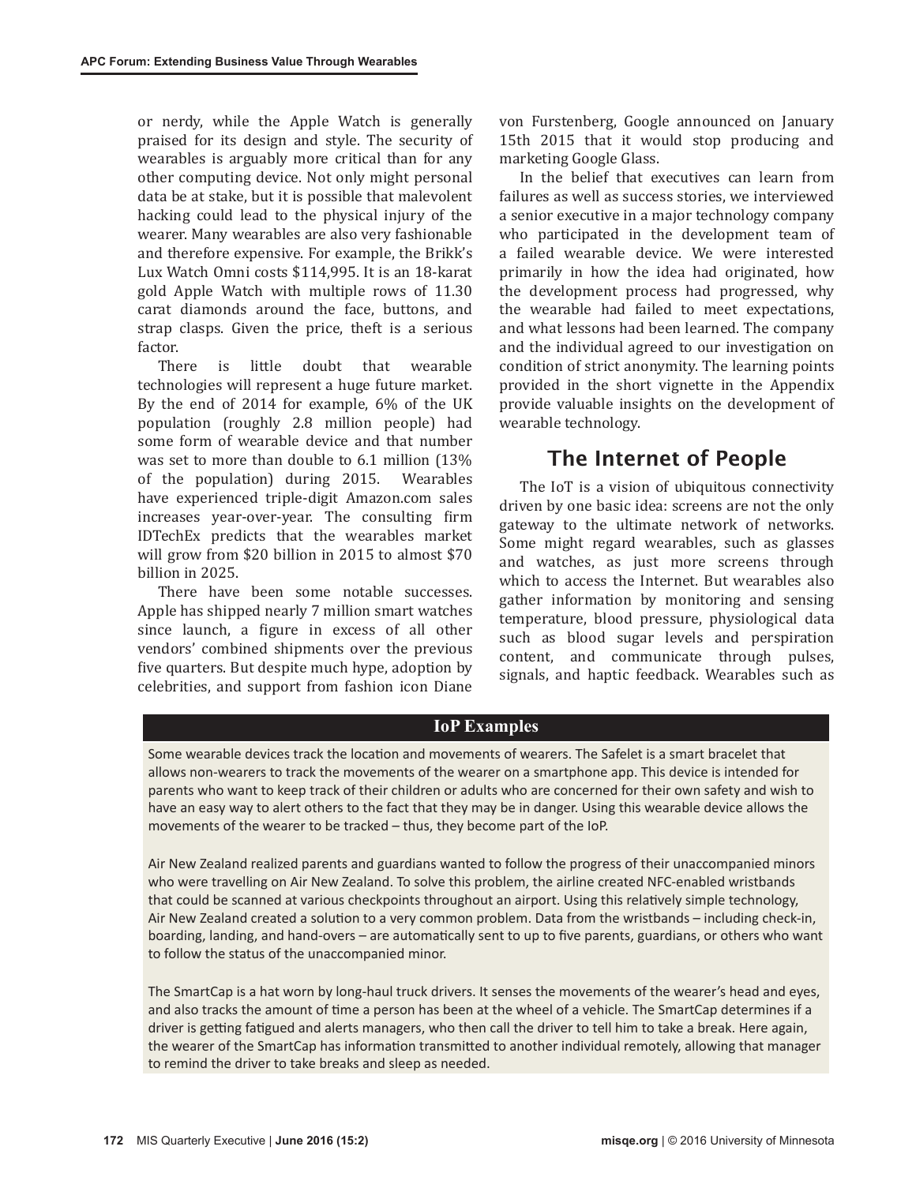or nerdy, while the Apple Watch is generally praised for its design and style. The security of wearables is arguably more critical than for any other computing device. Not only might personal data be at stake, but it is possible that malevolent hacking could lead to the physical injury of the wearer. Many wearables are also very fashionable and therefore expensive. For example, the Brikk's Lux Watch Omni costs $114,995. It is an 18-karat gold Apple Watch with multiple rows of 11.30 carat diamonds around the face, buttons, and strap clasps. Given the price, theft is a serious factor.

There is little doubt that wearable technologies will represent a huge future market. By the end of 2014 for example, 6% of the UK population (roughly 2.8 million people) had some form of wearable device and that number was set to more than double to 6.1 million (13% of the population) during 2015. Wearables have experienced triple-digit Amazon.com sales increases year-over-year. The consulting firm IDTechEx predicts that the wearables market will grow from $20 billion in 2015 to almost $70 billion in 2025.

There have been some notable successes. Apple has shipped nearly 7 million smart watches since launch, a figure in excess of all other vendors' combined shipments over the previous five quarters. But despite much hype, adoption by celebrities, and support from fashion icon Diane von Furstenberg, Google announced on January 15th 2015 that it would stop producing and marketing Google Glass.

In the belief that executives can learn from failures as well as success stories, we interviewed a senior executive in a major technology company who participated in the development team of a failed wearable device. We were interested primarily in how the idea had originated, how the development process had progressed, why the wearable had failed to meet expectations, and what lessons had been learned. The company and the individual agreed to our investigation on condition of strict anonymity. The learning points provided in the short vignette in the Appendix provide valuable insights on the development of wearable technology.

## The Internet of People

The IoT is a vision of ubiquitous connectivity driven by one basic idea: screens are not the only gateway to the ultimate network of networks. Some might regard wearables, such as glasses and watches, as just more screens through which to access the Internet. But wearables also gather information by monitoring and sensing temperature, blood pressure, physiological data such as blood sugar levels and perspiration content, and communicate through pulses, signals, and haptic feedback. Wearables such as

### IoP Examples

Some wearable devices track the location and movements of wearers. The Safelet is a smart bracelet that allows non-wearers to track the movements of the wearer on a smartphone app. This device is intended for parents who want to keep track of their children or adults who are concerned for their own safety and wish to have an easy way to alert others to the fact that they may be in danger. Using this wearable device allows the movements of the wearer to be tracked – thus, they become part of the IoP.

Air New Zealand realized parents and guardians wanted to follow the progress of their unaccompanied minors who were travelling on Air New Zealand. To solve this problem, the airline created NFC-enabled wristbands that could be scanned at various checkpoints throughout an airport. Using this relatively simple technology, Air New Zealand created a solution to a very common problem. Data from the wristbands – including check-in, boarding, landing, and hand-overs – are automatically sent to up to five parents, guardians, or others who want to follow the status of the unaccompanied minor.

The SmartCap is a hat worn by long-haul truck drivers. It senses the movements of the wearer's head and eyes, and also tracks the amount of time a person has been at the wheel of a vehicle. The SmartCap determines if a driver is getting fatigued and alerts managers, who then call the driver to tell him to take a break. Here again, the wearer of the SmartCap has information transmitted to another individual remotely, allowing that manager to remind the driver to take breaks and sleep as needed.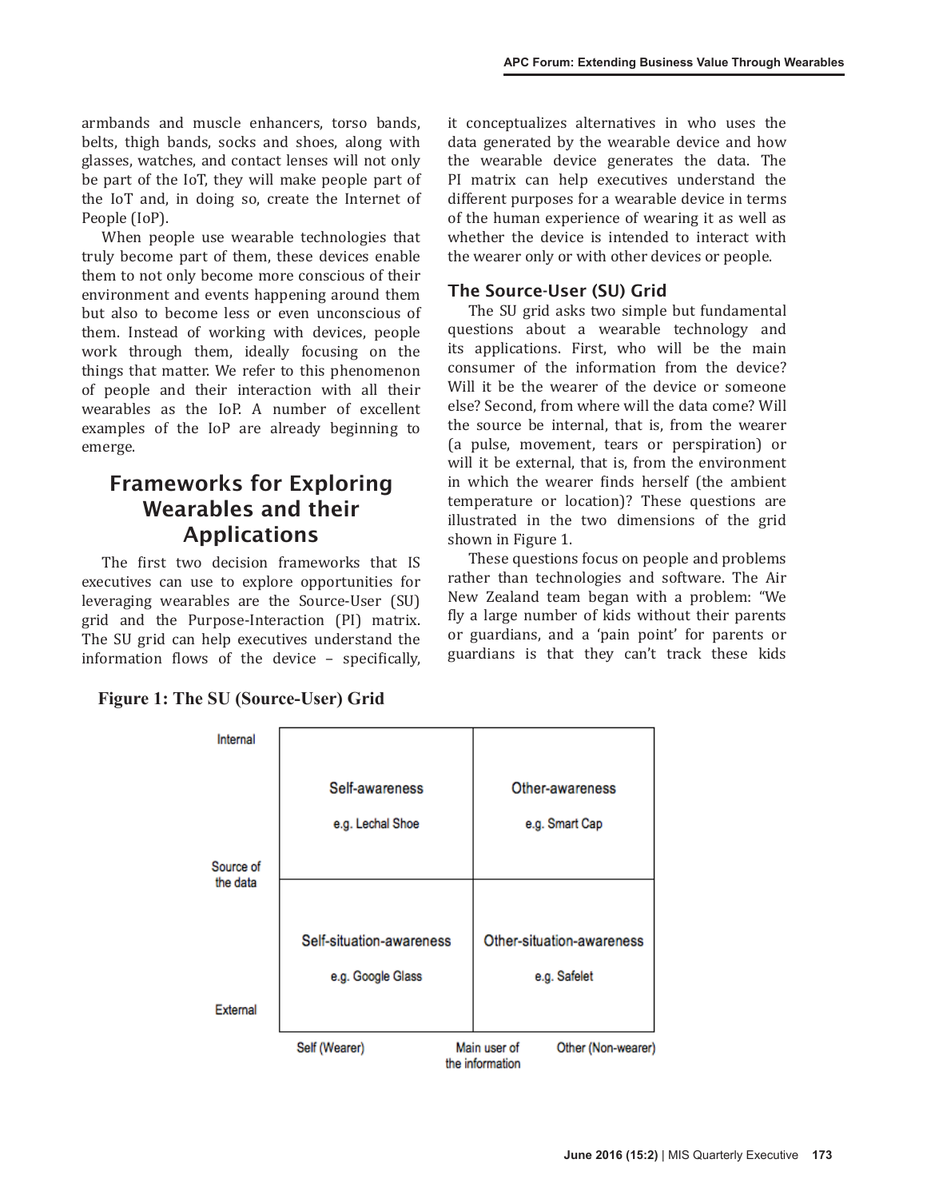armbands and muscle enhancers, torso bands, belts, thigh bands, socks and shoes, along with glasses, watches, and contact lenses will not only be part of the IoT, they will make people part of the IoT and, in doing so, create the Internet of People (IoP).

When people use wearable technologies that truly become part of them, these devices enable them to not only become more conscious of their environment and events happening around them but also to become less or even unconscious of them. Instead of working with devices, people work through them, ideally focusing on the things that matter. We refer to this phenomenon of people and their interaction with all their wearables as the IoP. A number of excellent examples of the IoP are already beginning to emerge.

## Frameworks for Exploring Wearables and their Applications

The first two decision frameworks that IS executives can use to explore opportunities for leveraging wearables are the Source-User (SU) grid and the Purpose-Interaction (PI) matrix. The SU grid can help executives understand the information flows of the device – specifically, it conceptualizes alternatives in who uses the data generated by the wearable device and how the wearable device generates the data. The PI matrix can help executives understand the different purposes for a wearable device in terms of the human experience of wearing it as well as whether the device is intended to interact with the wearer only or with other devices or people.

### The Source-User (SU) Grid

The SU grid asks two simple but fundamental questions about a wearable technology and its applications. First, who will be the main consumer of the information from the device? Will it be the wearer of the device or someone else? Second, from where will the data come? Will the source be internal, that is, from the wearer (a pulse, movement, tears or perspiration) or will it be external, that is, from the environment in which the wearer finds herself (the ambient temperature or location)? These questions are illustrated in the two dimensions of the grid shown in Figure 1.

These questions focus on people and problems rather than technologies and software. The Air New Zealand team began with a problem: "We fly a large number of kids without their parents or guardians, and a 'pain point' for parents or guardians is that they can't track these kids

**Figure 1: The SU (Source-User) Grid**

| Source of the data | Self (Wearer) | Other (Non-wearer) |
|---|---|---|
| Internal | Self-awareness<br>e.g. Lechal Shoe | Other-awareness<br>e.g. Smart Cap |
| External | Self-situation-awareness<br>e.g. Google Glass | Other-situation-awareness<br>e.g. Safelet |

Main user of the information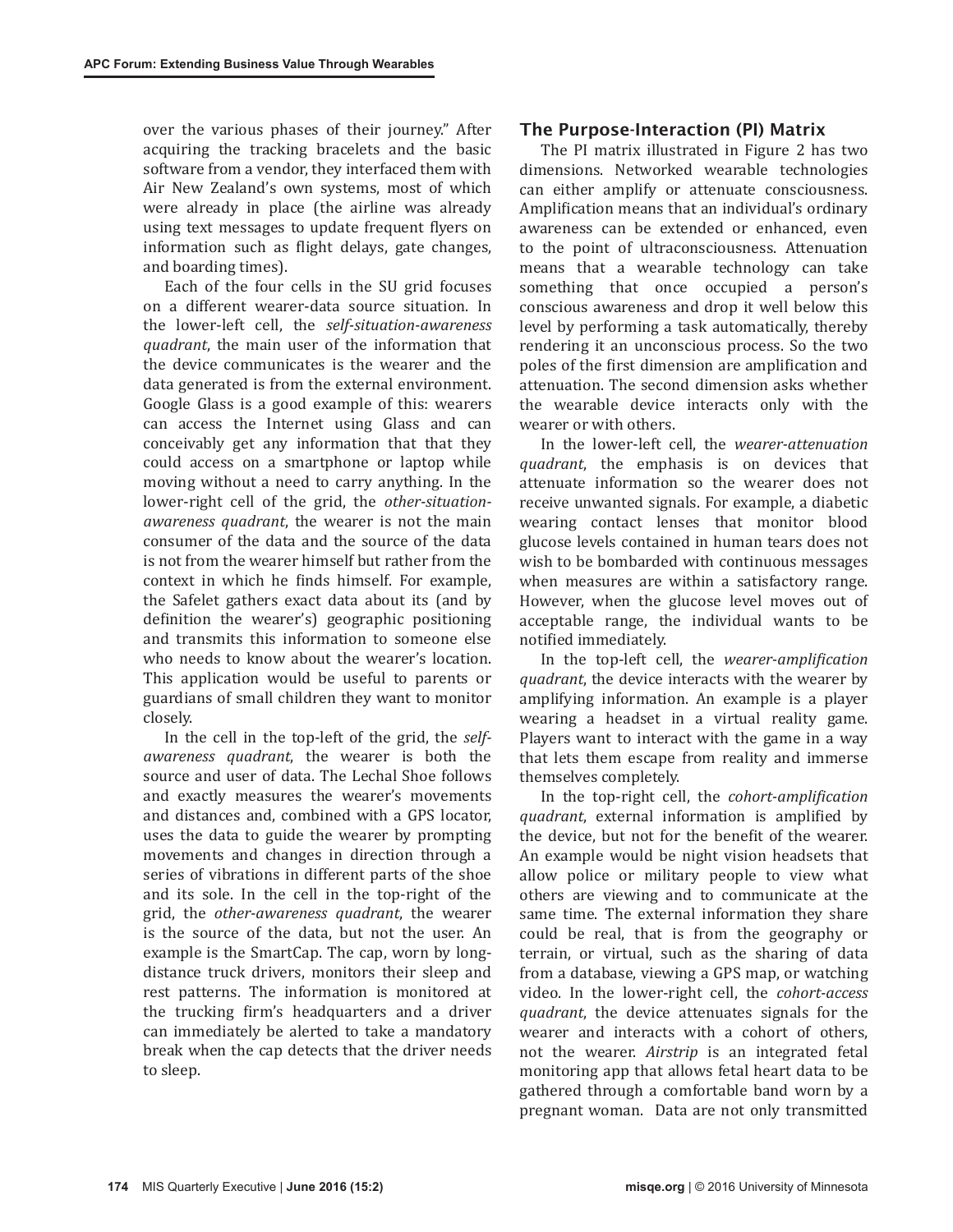over the various phases of their journey." After acquiring the tracking bracelets and the basic software from a vendor, they interfaced them with Air New Zealand's own systems, most of which were already in place (the airline was already using text messages to update frequent flyers on information such as flight delays, gate changes, and boarding times).

Each of the four cells in the SU grid focuses on a different wearer-data source situation. In the lower-left cell, the *self-situation-awareness quadrant*, the main user of the information that the device communicates is the wearer and the data generated is from the external environment. Google Glass is a good example of this: wearers can access the Internet using Glass and can conceivably get any information that that they could access on a smartphone or laptop while moving without a need to carry anything. In the lower-right cell of the grid, the *other-situation-awareness quadrant*, the wearer is not the main consumer of the data and the source of the data is not from the wearer himself but rather from the context in which he finds himself. For example, the Safelet gathers exact data about its (and by definition the wearer's) geographic positioning and transmits this information to someone else who needs to know about the wearer's location. This application would be useful to parents or guardians of small children they want to monitor closely.

In the cell in the top-left of the grid, the *self-awareness quadrant*, the wearer is both the source and user of data. The Lechal Shoe follows and exactly measures the wearer's movements and distances and, combined with a GPS locator, uses the data to guide the wearer by prompting movements and changes in direction through a series of vibrations in different parts of the shoe and its sole. In the cell in the top-right of the grid, the *other-awareness quadrant*, the wearer is the source of the data, but not the user. An example is the SmartCap. The cap, worn by long-distance truck drivers, monitors their sleep and rest patterns. The information is monitored at the trucking firm's headquarters and a driver can immediately be alerted to take a mandatory break when the cap detects that the driver needs to sleep.

## The Purpose-Interaction (PI) Matrix

The PI matrix illustrated in Figure 2 has two dimensions. Networked wearable technologies can either amplify or attenuate consciousness. Amplification means that an individual's ordinary awareness can be extended or enhanced, even to the point of ultraconsciousness. Attenuation means that a wearable technology can take something that once occupied a person's conscious awareness and drop it well below this level by performing a task automatically, thereby rendering it an unconscious process. So the two poles of the first dimension are amplification and attenuation. The second dimension asks whether the wearable device interacts only with the wearer or with others.

In the lower-left cell, the *wearer-attenuation quadrant*, the emphasis is on devices that attenuate information so the wearer does not receive unwanted signals. For example, a diabetic wearing contact lenses that monitor blood glucose levels contained in human tears does not wish to be bombarded with continuous messages when measures are within a satisfactory range. However, when the glucose level moves out of acceptable range, the individual wants to be notified immediately.

In the top-left cell, the *wearer-amplification quadrant*, the device interacts with the wearer by amplifying information. An example is a player wearing a headset in a virtual reality game. Players want to interact with the game in a way that lets them escape from reality and immerse themselves completely.

In the top-right cell, the *cohort-amplification quadrant*, external information is amplified by the device, but not for the benefit of the wearer. An example would be night vision headsets that allow police or military people to view what others are viewing and to communicate at the same time. The external information they share could be real, that is from the geography or terrain, or virtual, such as the sharing of data from a database, viewing a GPS map, or watching video. In the lower-right cell, the *cohort-access quadrant*, the device attenuates signals for the wearer and interacts with a cohort of others, not the wearer. *Airstrip* is an integrated fetal monitoring app that allows fetal heart data to be gathered through a comfortable band worn by a pregnant woman. Data are not only transmitted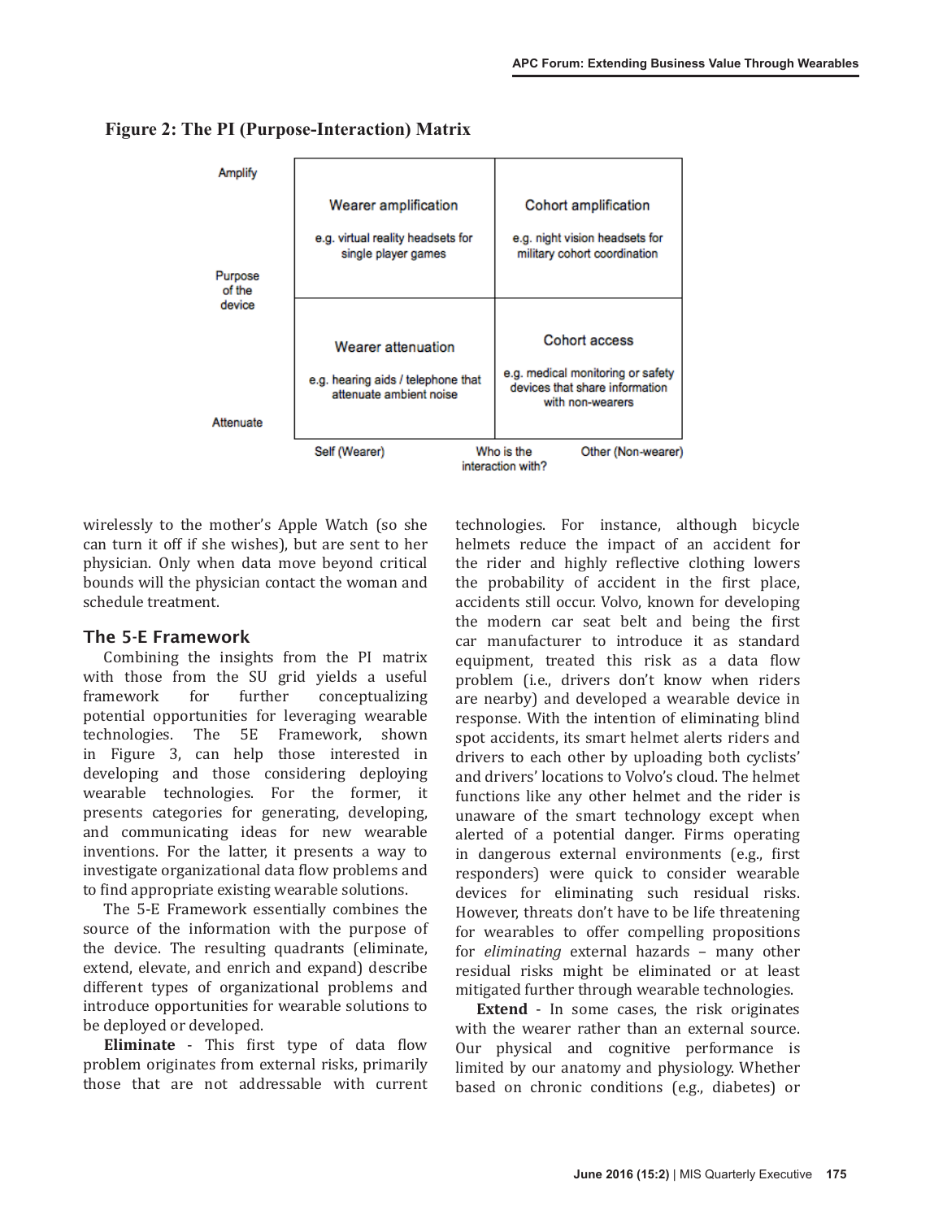**Figure 2: The PI (Purpose-Interaction) Matrix**

| Purpose of the device | Self (Wearer) | Other (Non-wearer) |
|---|---|---|
| Amplify | **Wearer amplification** e.g. virtual reality headsets for single player games | **Cohort amplification** e.g. night vision headsets for military cohort coordination |
| Attenuate | **Wearer attenuation** e.g. hearing aids / telephone that attenuate ambient noise | **Cohort access** e.g. medical monitoring or safety devices that share information with non-wearers |

Who is the interaction with?

wirelessly to the mother's Apple Watch (so she can turn it off if she wishes), but are sent to her physician. Only when data move beyond critical bounds will the physician contact the woman and schedule treatment.

## The 5-E Framework

Combining the insights from the PI matrix with those from the SU grid yields a useful framework for further conceptualizing potential opportunities for leveraging wearable technologies. The 5E Framework, shown in Figure 3, can help those interested in developing and those considering deploying wearable technologies. For the former, it presents categories for generating, developing, and communicating ideas for new wearable inventions. For the latter, it presents a way to investigate organizational data flow problems and to find appropriate existing wearable solutions.

The 5-E Framework essentially combines the source of the information with the purpose of the device. The resulting quadrants (eliminate, extend, elevate, and enrich and expand) describe different types of organizational problems and introduce opportunities for wearable solutions to be deployed or developed.

**Eliminate** - This first type of data flow problem originates from external risks, primarily those that are not addressable with current technologies. For instance, although bicycle helmets reduce the impact of an accident for the rider and highly reflective clothing lowers the probability of accident in the first place, accidents still occur. Volvo, known for developing the modern car seat belt and being the first car manufacturer to introduce it as standard equipment, treated this risk as a data flow problem (i.e., drivers don't know when riders are nearby) and developed a wearable device in response. With the intention of eliminating blind spot accidents, its smart helmet alerts riders and drivers to each other by uploading both cyclists' and drivers' locations to Volvo's cloud. The helmet functions like any other helmet and the rider is unaware of the smart technology except when alerted of a potential danger. Firms operating in dangerous external environments (e.g., first responders) were quick to consider wearable devices for eliminating such residual risks. However, threats don't have to be life threatening for wearables to offer compelling propositions for *eliminating* external hazards – many other residual risks might be eliminated or at least mitigated further through wearable technologies.

**Extend** - In some cases, the risk originates with the wearer rather than an external source. Our physical and cognitive performance is limited by our anatomy and physiology. Whether based on chronic conditions (e.g., diabetes) or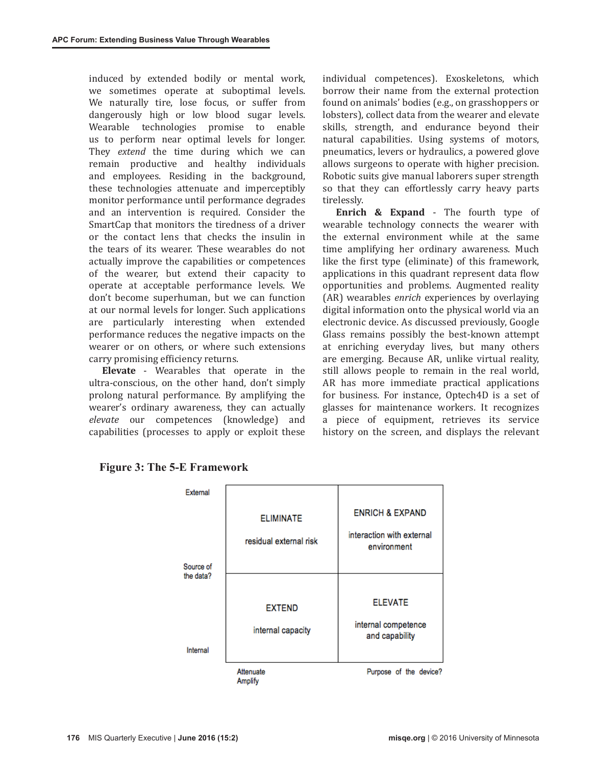induced by extended bodily or mental work, we sometimes operate at suboptimal levels. We naturally tire, lose focus, or suffer from dangerously high or low blood sugar levels. Wearable technologies promise to enable us to perform near optimal levels for longer. They *extend* the time during which we can remain productive and healthy individuals and employees. Residing in the background, these technologies attenuate and imperceptibly monitor performance until performance degrades and an intervention is required. Consider the SmartCap that monitors the tiredness of a driver or the contact lens that checks the insulin in the tears of its wearer. These wearables do not actually improve the capabilities or competences of the wearer, but extend their capacity to operate at acceptable performance levels. We don't become superhuman, but we can function at our normal levels for longer. Such applications are particularly interesting when extended performance reduces the negative impacts on the wearer or on others, or where such extensions carry promising efficiency returns.

**Elevate** - Wearables that operate in the ultra-conscious, on the other hand, don't simply prolong natural performance. By amplifying the wearer's ordinary awareness, they can actually *elevate* our competences (knowledge) and capabilities (processes to apply or exploit these individual competences). Exoskeletons, which borrow their name from the external protection found on animals' bodies (e.g., on grasshoppers or lobsters), collect data from the wearer and elevate skills, strength, and endurance beyond their natural capabilities. Using systems of motors, pneumatics, levers or hydraulics, a powered glove allows surgeons to operate with higher precision. Robotic suits give manual laborers super strength so that they can effortlessly carry heavy parts tirelessly.

**Enrich & Expand** - The fourth type of wearable technology connects the wearer with the external environment while at the same time amplifying her ordinary awareness. Much like the first type (eliminate) of this framework, applications in this quadrant represent data flow opportunities and problems. Augmented reality (AR) wearables *enrich* experiences by overlaying digital information onto the physical world via an electronic device. As discussed previously, Google Glass remains possibly the best-known attempt at enriching everyday lives, but many others are emerging. Because AR, unlike virtual reality, still allows people to remain in the real world, AR has more immediate practical applications for business. For instance, Optech4D is a set of glasses for maintenance workers. It recognizes a piece of equipment, retrieves its service history on the screen, and displays the relevant

**Figure 3: The 5-E Framework**

| Source of the data? | Attenuate | Amplify |
|---|---|---|
| External | ELIMINATE<br>residual external risk | ENRICH & EXPAND<br>interaction with external environment |
| Internal | EXTEND<br>internal capacity | ELEVATE<br>internal competence and capability |

Purpose of the device?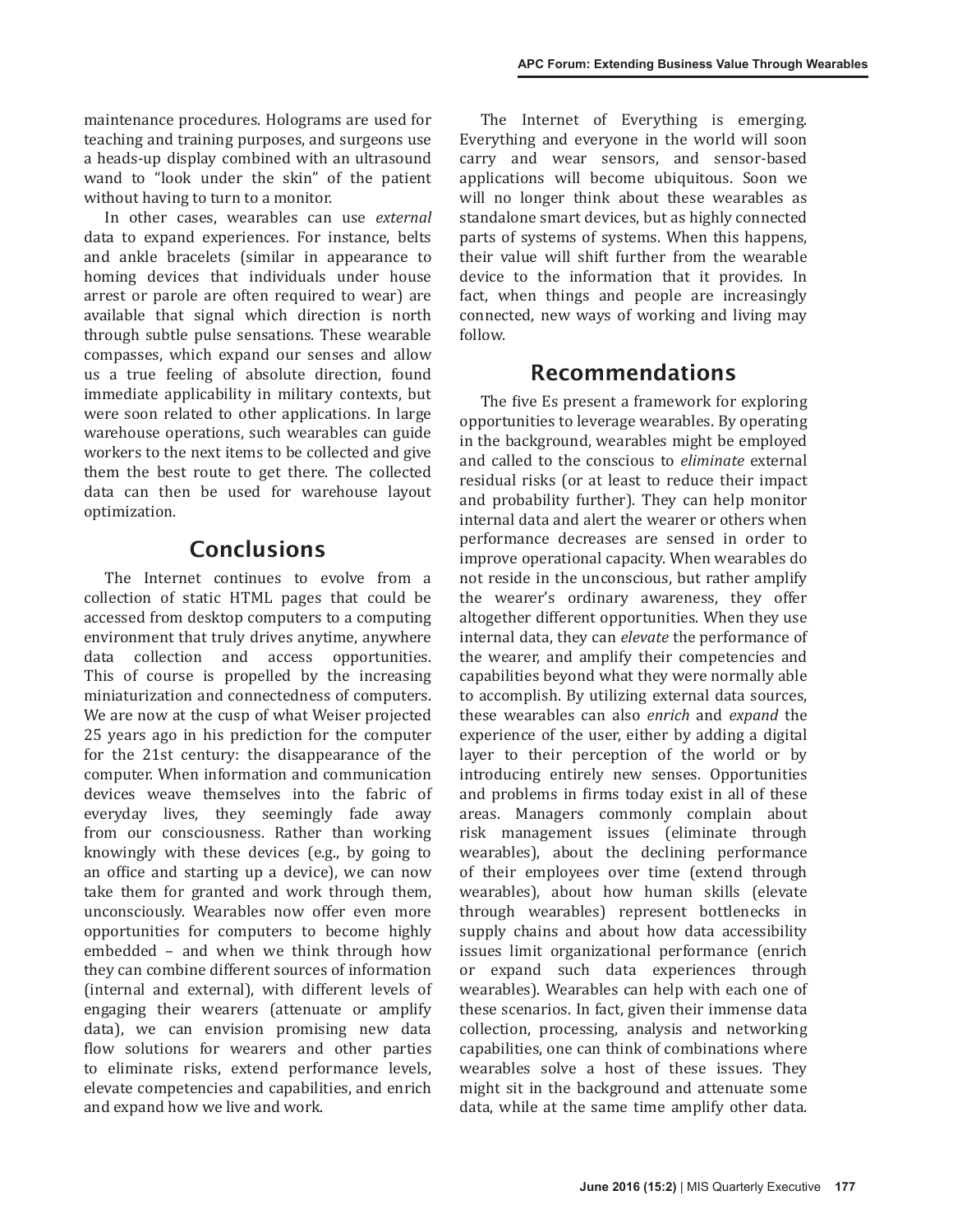maintenance procedures. Holograms are used for teaching and training purposes, and surgeons use a heads-up display combined with an ultrasound wand to "look under the skin" of the patient without having to turn to a monitor.

In other cases, wearables can use *external* data to expand experiences. For instance, belts and ankle bracelets (similar in appearance to homing devices that individuals under house arrest or parole are often required to wear) are available that signal which direction is north through subtle pulse sensations. These wearable compasses, which expand our senses and allow us a true feeling of absolute direction, found immediate applicability in military contexts, but were soon related to other applications. In large warehouse operations, such wearables can guide workers to the next items to be collected and give them the best route to get there. The collected data can then be used for warehouse layout optimization.

## Conclusions

The Internet continues to evolve from a collection of static HTML pages that could be accessed from desktop computers to a computing environment that truly drives anytime, anywhere data collection and access opportunities. This of course is propelled by the increasing miniaturization and connectedness of computers. We are now at the cusp of what Weiser projected 25 years ago in his prediction for the computer for the 21st century: the disappearance of the computer. When information and communication devices weave themselves into the fabric of everyday lives, they seemingly fade away from our consciousness. Rather than working knowingly with these devices (e.g., by going to an office and starting up a device), we can now take them for granted and work through them, unconsciously. Wearables now offer even more opportunities for computers to become highly embedded – and when we think through how they can combine different sources of information (internal and external), with different levels of engaging their wearers (attenuate or amplify data), we can envision promising new data flow solutions for wearers and other parties to eliminate risks, extend performance levels, elevate competencies and capabilities, and enrich and expand how we live and work.

The Internet of Everything is emerging. Everything and everyone in the world will soon carry and wear sensors, and sensor-based applications will become ubiquitous. Soon we will no longer think about these wearables as standalone smart devices, but as highly connected parts of systems of systems. When this happens, their value will shift further from the wearable device to the information that it provides. In fact, when things and people are increasingly connected, new ways of working and living may follow.

## Recommendations

The five Es present a framework for exploring opportunities to leverage wearables. By operating in the background, wearables might be employed and called to the conscious to *eliminate* external residual risks (or at least to reduce their impact and probability further). They can help monitor internal data and alert the wearer or others when performance decreases are sensed in order to improve operational capacity. When wearables do not reside in the unconscious, but rather amplify the wearer's ordinary awareness, they offer altogether different opportunities. When they use internal data, they can *elevate* the performance of the wearer, and amplify their competencies and capabilities beyond what they were normally able to accomplish. By utilizing external data sources, these wearables can also *enrich* and *expand* the experience of the user, either by adding a digital layer to their perception of the world or by introducing entirely new senses. Opportunities and problems in firms today exist in all of these areas. Managers commonly complain about risk management issues (eliminate through wearables), about the declining performance of their employees over time (extend through wearables), about how human skills (elevate through wearables) represent bottlenecks in supply chains and about how data accessibility issues limit organizational performance (enrich or expand such data experiences through wearables). Wearables can help with each one of these scenarios. In fact, given their immense data collection, processing, analysis and networking capabilities, one can think of combinations where wearables solve a host of these issues. They might sit in the background and attenuate some data, while at the same time amplify other data.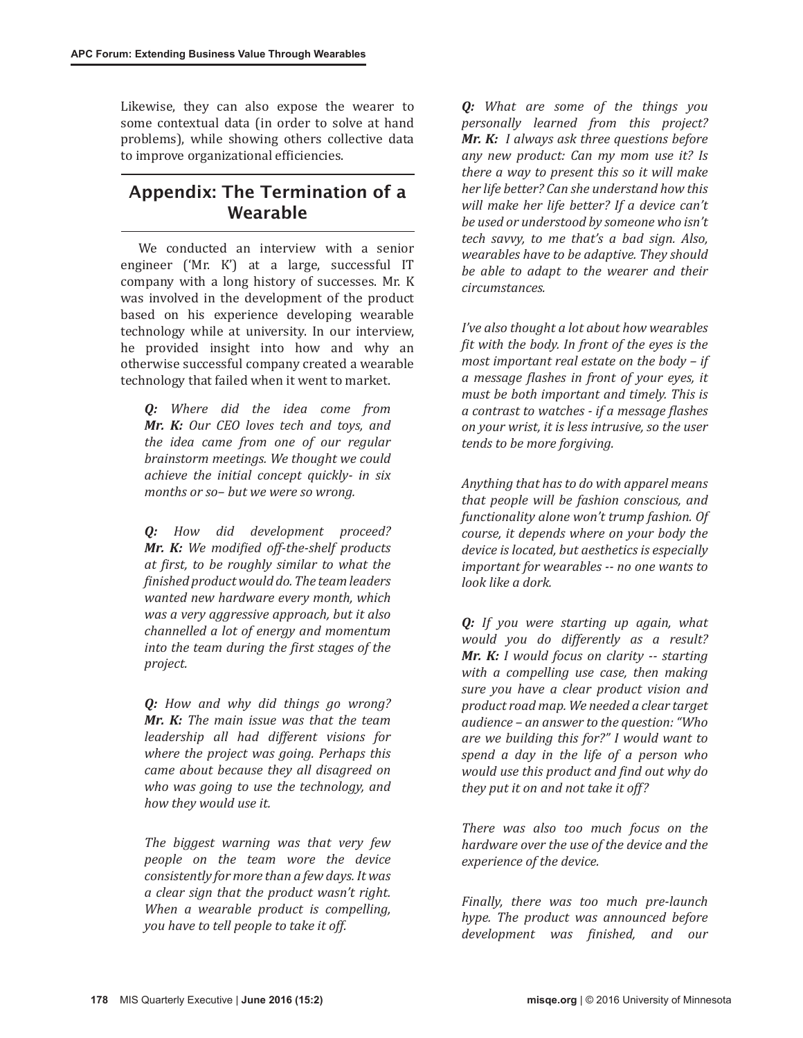Likewise, they can also expose the wearer to some contextual data (in order to solve at hand problems), while showing others collective data to improve organizational efficiencies.

## Appendix: The Termination of a Wearable

We conducted an interview with a senior engineer ('Mr. K') at a large, successful IT company with a long history of successes. Mr. K was involved in the development of the product based on his experience developing wearable technology while at university. In our interview, he provided insight into how and why an otherwise successful company created a wearable technology that failed when it went to market.

> ***Q:*** *Where did the idea come from*
> ***Mr. K:*** *Our CEO loves tech and toys, and the idea came from one of our regular brainstorm meetings. We thought we could achieve the initial concept quickly- in six months or so– but we were so wrong.*
>
> ***Q:*** *How did development proceed?*
> ***Mr. K:*** *We modified off-the-shelf products at first, to be roughly similar to what the finished product would do. The team leaders wanted new hardware every month, which was a very aggressive approach, but it also channelled a lot of energy and momentum into the team during the first stages of the project.*
>
> ***Q:*** *How and why did things go wrong?*
> ***Mr. K:*** *The main issue was that the team leadership all had different visions for where the project was going. Perhaps this came about because they all disagreed on who was going to use the technology, and how they would use it.*
>
> *The biggest warning was that very few people on the team wore the device consistently for more than a few days. It was a clear sign that the product wasn't right. When a wearable product is compelling, you have to tell people to take it off.*
>
> ***Q:*** *What are some of the things you personally learned from this project?*
> ***Mr. K:*** *I always ask three questions before any new product: Can my mom use it? Is there a way to present this so it will make her life better? Can she understand how this will make her life better? If a device can't be used or understood by someone who isn't tech savvy, to me that's a bad sign. Also, wearables have to be adaptive. They should be able to adapt to the wearer and their circumstances.*
>
> *I've also thought a lot about how wearables fit with the body. In front of the eyes is the most important real estate on the body – if a message flashes in front of your eyes, it must be both important and timely. This is a contrast to watches - if a message flashes on your wrist, it is less intrusive, so the user tends to be more forgiving.*
>
> *Anything that has to do with apparel means that people will be fashion conscious, and functionality alone won't trump fashion. Of course, it depends where on your body the device is located, but aesthetics is especially important for wearables -- no one wants to look like a dork.*
>
> ***Q:*** *If you were starting up again, what would you do differently as a result?*
> ***Mr. K:*** *I would focus on clarity -- starting with a compelling use case, then making sure you have a clear product vision and product road map. We needed a clear target audience – an answer to the question: "Who are we building this for?" I would want to spend a day in the life of a person who would use this product and find out why do they put it on and not take it off?*
>
> *There was also too much focus on the hardware over the use of the device and the experience of the device.*
>
> *Finally, there was too much pre-launch hype. The product was announced before development was finished, and our*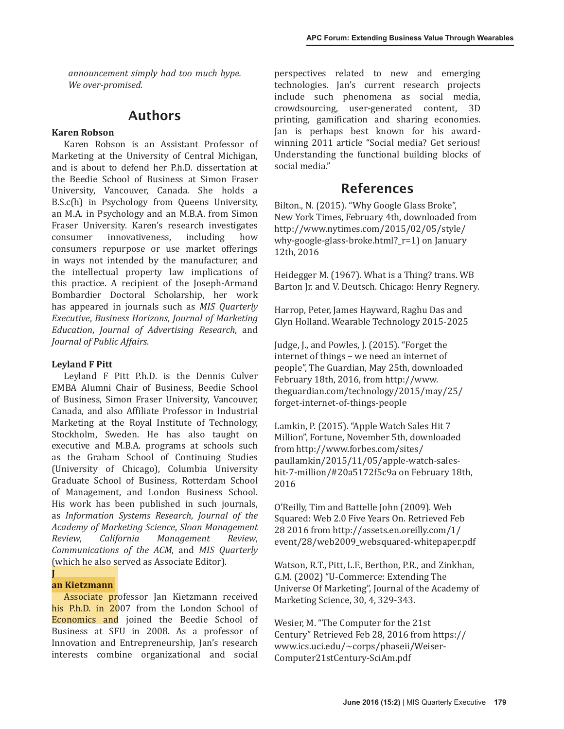*announcement simply had too much hype. We over-promised.*

## Authors

**Karen Robson**

Karen Robson is an Assistant Professor of Marketing at the University of Central Michigan, and is about to defend her P.h.D. dissertation at the Beedie School of Business at Simon Fraser University, Vancouver, Canada. She holds a B.S.c(h) in Psychology from Queens University, an M.A. in Psychology and an M.B.A. from Simon Fraser University. Karen's research investigates consumer innovativeness, including how consumers repurpose or use market offerings in ways not intended by the manufacturer, and the intellectual property law implications of this practice. A recipient of the Joseph-Armand Bombardier Doctoral Scholarship, her work has appeared in journals such as *MIS Quarterly Executive*, *Business Horizons*, *Journal of Marketing Education*, *Journal of Advertising Research*, and *Journal of Public Affairs*.

**Leyland F Pitt**

Leyland F Pitt P.h.D. is the Dennis Culver EMBA Alumni Chair of Business, Beedie School of Business, Simon Fraser University, Vancouver, Canada, and also Affiliate Professor in Industrial Marketing at the Royal Institute of Technology, Stockholm, Sweden. He has also taught on executive and M.B.A. programs at schools such as the Graham School of Continuing Studies (University of Chicago), Columbia University Graduate School of Business, Rotterdam School of Management, and London Business School. His work has been published in such journals, as *Information Systems Research*, *Journal of the Academy of Marketing Science*, *Sloan Management Review*, *California Management Review*, *Communications of the ACM*, and *MIS Quarterly* (which he also served as Associate Editor).

**Jan Kietzmann**

Associate professor Jan Kietzmann received his P.h.D. in 2007 from the London School of Economics and joined the Beedie School of Business at SFU in 2008. As a professor of Innovation and Entrepreneurship, Jan's research interests combine organizational and social perspectives related to new and emerging technologies. Jan's current research projects include such phenomena as social media, crowdsourcing, user-generated content, 3D printing, gamification and sharing economies. Jan is perhaps best known for his award-winning 2011 article "Social media? Get serious! Understanding the functional building blocks of social media."

## References

Bilton., N. (2015). "Why Google Glass Broke", New York Times, February 4th, downloaded from http://www.nytimes.com/2015/02/05/style/why-google-glass-broke.html?_r=1) on January 12th, 2016

Heidegger M. (1967). What is a Thing? trans. WB Barton Jr. and V. Deutsch. Chicago: Henry Regnery.

Harrop, Peter, James Hayward, Raghu Das and Glyn Holland. Wearable Technology 2015-2025

Judge, J., and Powles, J. (2015). "Forget the internet of things – we need an internet of people", The Guardian, May 25th, downloaded February 18th, 2016, from http://www.theguardian.com/technology/2015/may/25/forget-internet-of-things-people

Lamkin, P. (2015). "Apple Watch Sales Hit 7 Million", Fortune, November 5th, downloaded from http://www.forbes.com/sites/paullamkin/2015/11/05/apple-watch-sales-hit-7-million/#20a5172f5c9a on February 18th, 2016

O'Reilly, Tim and Battelle John (2009). Web Squared: Web 2.0 Five Years On. Retrieved Feb 28 2016 from http://assets.en.oreilly.com/1/event/28/web2009_websquared-whitepaper.pdf

Watson, R.T., Pitt, L.F., Berthon, P.R., and Zinkhan, G.M. (2002) "U-Commerce: Extending The Universe Of Marketing", Journal of the Academy of Marketing Science, 30, 4, 329-343.

Wesier, M. "The Computer for the 21st Century" Retrieved Feb 28, 2016 from https://www.ics.uci.edu/~corps/phaseii/Weiser-Computer21stCentury-SciAm.pdf